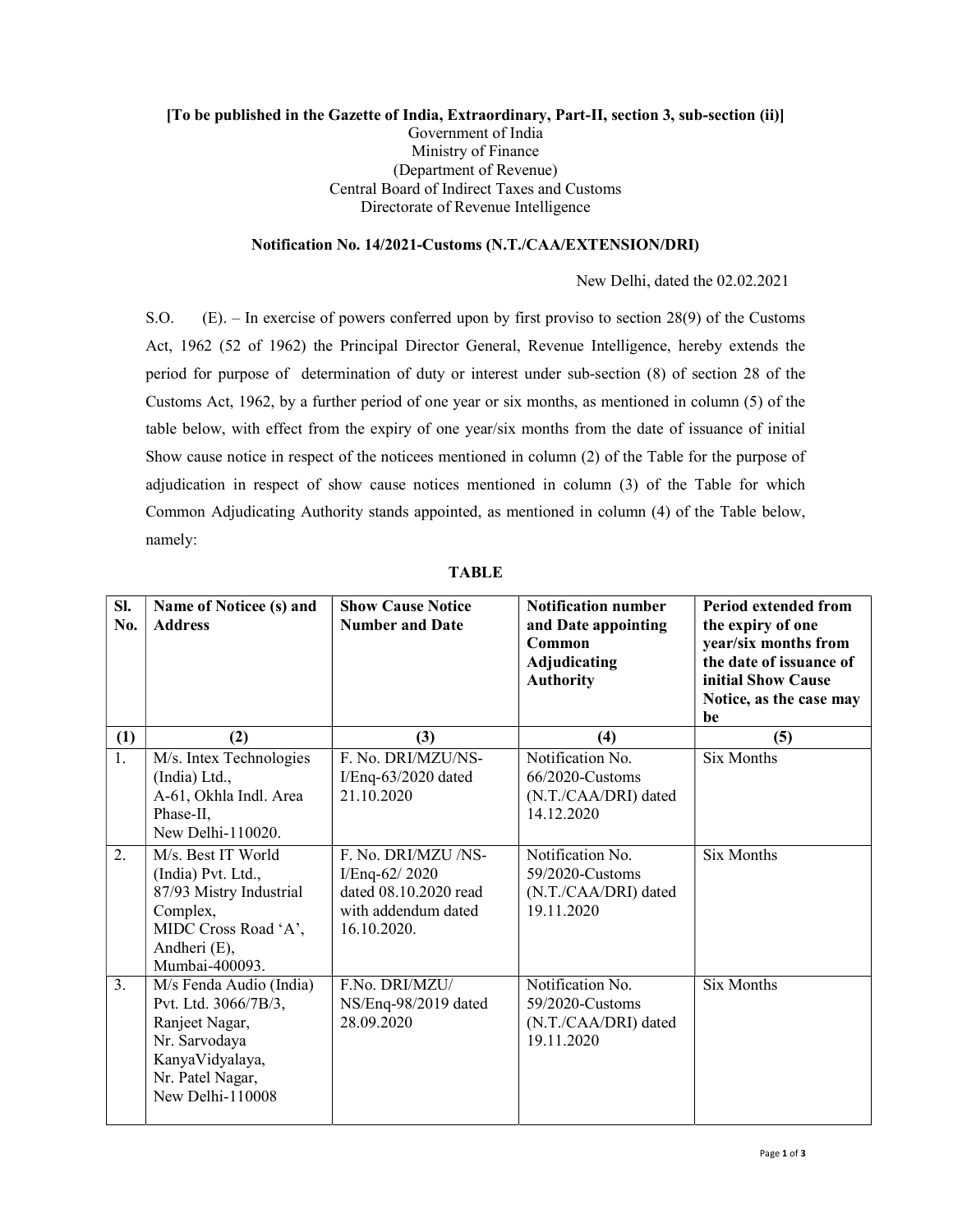**[To be published in the Gazette of India, Extraordinary, Part-II, section 3, sub-section (ii)]**

Government of India
Ministry of Finance
(Department of Revenue)
Central Board of Indirect Taxes and Customs
Directorate of Revenue Intelligence

**Notification No. 14/2021-Customs (N.T./CAA/EXTENSION/DRI)**

New Delhi, dated the 02.02.2021

S.O. (E). – In exercise of powers conferred upon by first proviso to section 28(9) of the Customs Act, 1962 (52 of 1962) the Principal Director General, Revenue Intelligence, hereby extends the period for purpose of determination of duty or interest under sub-section (8) of section 28 of the Customs Act, 1962, by a further period of one year or six months, as mentioned in column (5) of the table below, with effect from the expiry of one year/six months from the date of issuance of initial Show cause notice in respect of the noticees mentioned in column (2) of the Table for the purpose of adjudication in respect of show cause notices mentioned in column (3) of the Table for which Common Adjudicating Authority stands appointed, as mentioned in column (4) of the Table below, namely:

**TABLE**

| Sl. No. | Name of Noticee (s) and Address | Show Cause Notice Number and Date | Notification number and Date appointing Common Adjudicating Authority | Period extended from the expiry of one year/six months from the date of issuance of initial Show Cause Notice, as the case may be |
|---|---|---|---|---|
| (1) | (2) | (3) | (4) | (5) |
| 1. | M/s. Intex Technologies (India) Ltd., A-61, Okhla Indl. Area Phase-II, New Delhi-110020. | F. No. DRI/MZU/NS-I/Enq-63/2020 dated 21.10.2020 | Notification No. 66/2020-Customs (N.T./CAA/DRI) dated 14.12.2020 | Six Months |
| 2. | M/s. Best IT World (India) Pvt. Ltd., 87/93 Mistry Industrial Complex, MIDC Cross Road 'A', Andheri (E), Mumbai-400093. | F. No. DRI/MZU /NS-I/Enq-62/ 2020 dated 08.10.2020 read with addendum dated 16.10.2020. | Notification No. 59/2020-Customs (N.T./CAA/DRI) dated 19.11.2020 | Six Months |
| 3. | M/s Fenda Audio (India) Pvt. Ltd. 3066/7B/3, Ranjeet Nagar, Nr. Sarvodaya KanyaVidyalaya, Nr. Patel Nagar, New Delhi-110008 | F.No. DRI/MZU/ NS/Enq-98/2019 dated 28.09.2020 | Notification No. 59/2020-Customs (N.T./CAA/DRI) dated 19.11.2020 | Six Months |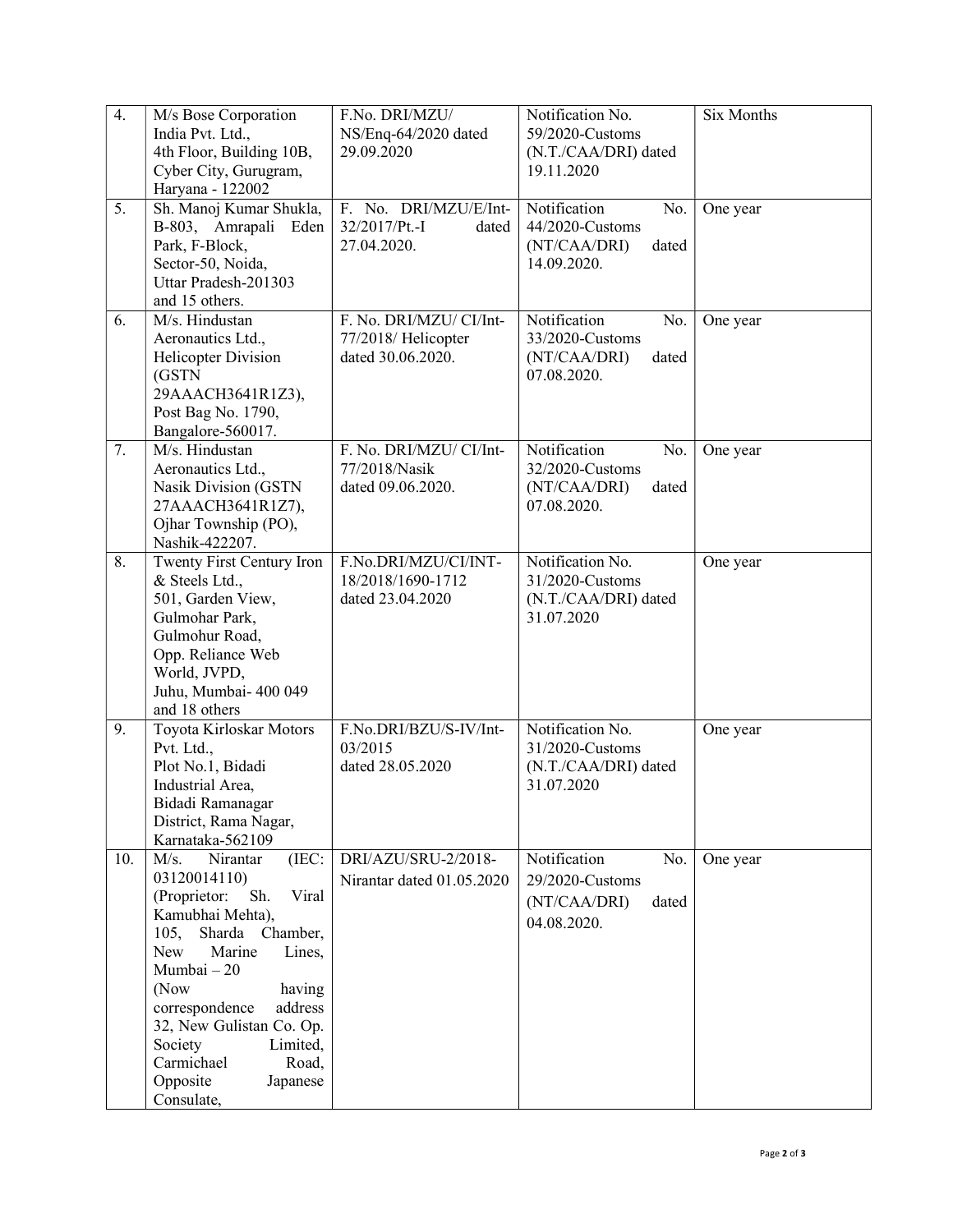| 4. | M/s Bose Corporation India Pvt. Ltd., 4th Floor, Building 10B, Cyber City, Gurugram, Haryana - 122002 | F.No. DRI/MZU/ NS/Enq-64/2020 dated 29.09.2020 | Notification No. 59/2020-Customs (N.T./CAA/DRI) dated 19.11.2020 | Six Months |
|---|---|---|---|---|
| 5. | Sh. Manoj Kumar Shukla, B-803, Amrapali Eden Park, F-Block, Sector-50, Noida, Uttar Pradesh-201303 and 15 others. | F. No. DRI/MZU/E/Int-32/2017/Pt.-I dated 27.04.2020. | Notification No. 44/2020-Customs (NT/CAA/DRI) dated 14.09.2020. | One year |
| 6. | M/s. Hindustan Aeronautics Ltd., Helicopter Division (GSTN 29AAACH3641R1Z3), Post Bag No. 1790, Bangalore-560017. | F. No. DRI/MZU/ CI/Int-77/2018/ Helicopter dated 30.06.2020. | Notification No. 33/2020-Customs (NT/CAA/DRI) dated 07.08.2020. | One year |
| 7. | M/s. Hindustan Aeronautics Ltd., Nasik Division (GSTN 27AAACH3641R1Z7), Ojhar Township (PO), Nashik-422207. | F. No. DRI/MZU/ CI/Int-77/2018/Nasik dated 09.06.2020. | Notification No. 32/2020-Customs (NT/CAA/DRI) dated 07.08.2020. | One year |
| 8. | Twenty First Century Iron & Steels Ltd., 501, Garden View, Gulmohar Park, Gulmohur Road, Opp. Reliance Web World, JVPD, Juhu, Mumbai- 400 049 and 18 others | F.No.DRI/MZU/CI/INT-18/2018/1690-1712 dated 23.04.2020 | Notification No. 31/2020-Customs (N.T./CAA/DRI) dated 31.07.2020 | One year |
| 9. | Toyota Kirloskar Motors Pvt. Ltd., Plot No.1, Bidadi Industrial Area, Bidadi Ramanagar District, Rama Nagar, Karnataka-562109 | F.No.DRI/BZU/S-IV/Int-03/2015 dated 28.05.2020 | Notification No. 31/2020-Customs (N.T./CAA/DRI) dated 31.07.2020 | One year |
| 10. | M/s. Nirantar (IEC: 03120014110) (Proprietor: Sh. Viral Kamubhai Mehta), 105, Sharda Chamber, New Marine Lines, Mumbai – 20 (Now having correspondence address 32, New Gulistan Co. Op. Society Limited, Carmichael Road, Opposite Japanese Consulate, | DRI/AZU/SRU-2/2018-Nirantar dated 01.05.2020 | Notification No. 29/2020-Customs (NT/CAA/DRI) dated 04.08.2020. | One year |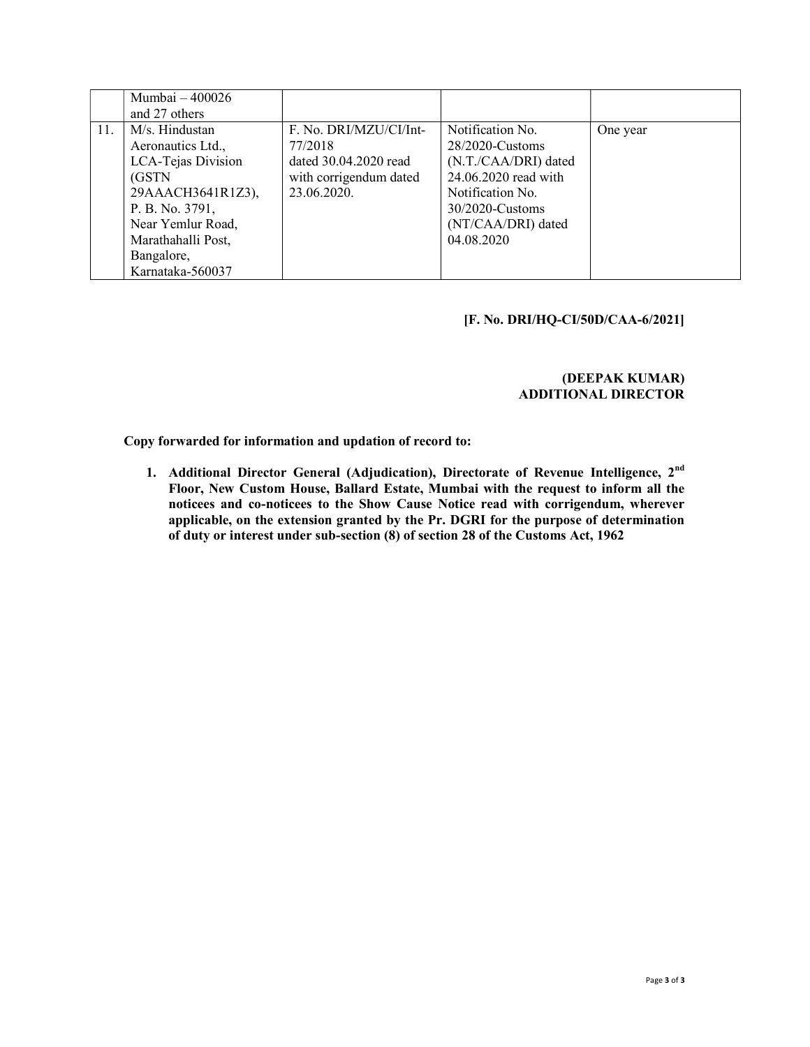| | | | | |
|---|---|---|---|---|
| | Mumbai – 400026 and 27 others | | | |
| 11. | M/s. Hindustan Aeronautics Ltd., LCA-Tejas Division (GSTN 29AAACH3641R1Z3), P. B. No. 3791, Near Yemlur Road, Marathahalli Post, Bangalore, Karnataka-560037 | F. No. DRI/MZU/CI/Int-77/2018 dated 30.04.2020 read with corrigendum dated 23.06.2020. | Notification No. 28/2020-Customs (N.T./CAA/DRI) dated 24.06.2020 read with Notification No. 30/2020-Customs (NT/CAA/DRI) dated 04.08.2020 | One year |

**[F. No. DRI/HQ-CI/50D/CAA-6/2021]**

**(DEEPAK KUMAR)**
**ADDITIONAL DIRECTOR**

**Copy forwarded for information and updation of record to:**

1. **Additional Director General (Adjudication), Directorate of Revenue Intelligence, 2nd Floor, New Custom House, Ballard Estate, Mumbai with the request to inform all the noticees and co-noticees to the Show Cause Notice read with corrigendum, wherever applicable, on the extension granted by the Pr. DGRI for the purpose of determination of duty or interest under sub-section (8) of section 28 of the Customs Act, 1962**